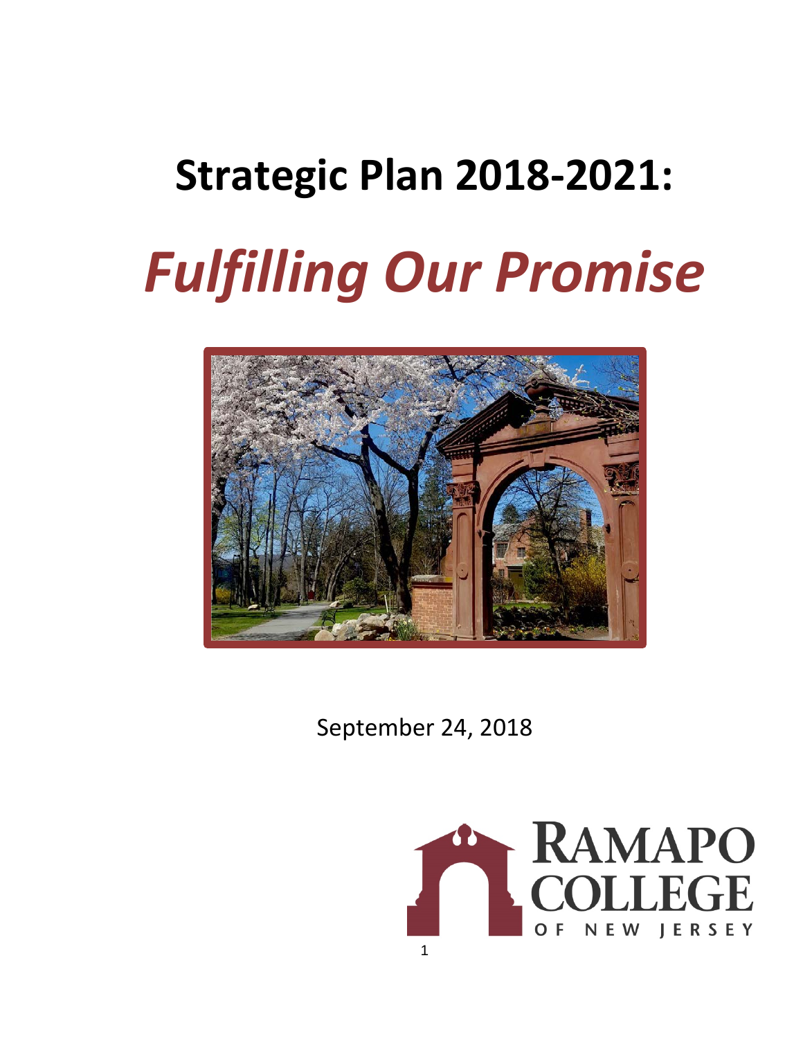# Strategic Plan 2018-2021:

# *Fulfilling Our Promise*

September 24, 2018

RAMAPO COLLEGE OF NEW JERSEY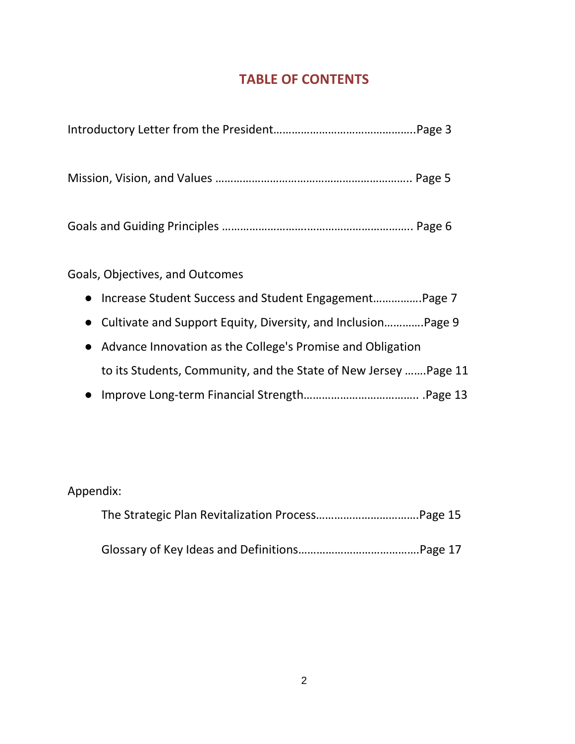## TABLE OF CONTENTS

Introductory Letter from the President……………………………………….Page 3

Mission, Vision, and Values ………………………………………………………. Page 5

Goals and Guiding Principles ……………………………………………………. Page 6

Goals, Objectives, and Outcomes

- Increase Student Success and Student Engagement…………….Page 7
- Cultivate and Support Equity, Diversity, and Inclusion…………Page 9
- Advance Innovation as the College's Promise and Obligation to its Students, Community, and the State of New Jersey …….Page 11
- Improve Long-term Financial Strength………………………………. .Page 13

Appendix:

The Strategic Plan Revitalization Process……………………………Page 15

Glossary of Key Ideas and Definitions…………………………………Page 17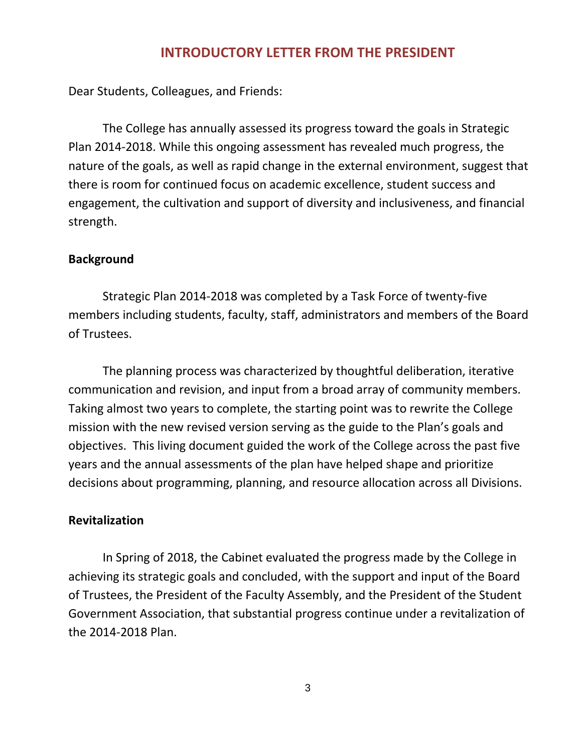# INTRODUCTORY LETTER FROM THE PRESIDENT

Dear Students, Colleagues, and Friends:

The College has annually assessed its progress toward the goals in Strategic Plan 2014-2018. While this ongoing assessment has revealed much progress, the nature of the goals, as well as rapid change in the external environment, suggest that there is room for continued focus on academic excellence, student success and engagement, the cultivation and support of diversity and inclusiveness, and financial strength.

**Background**

Strategic Plan 2014-2018 was completed by a Task Force of twenty-five members including students, faculty, staff, administrators and members of the Board of Trustees.

The planning process was characterized by thoughtful deliberation, iterative communication and revision, and input from a broad array of community members. Taking almost two years to complete, the starting point was to rewrite the College mission with the new revised version serving as the guide to the Plan's goals and objectives. This living document guided the work of the College across the past five years and the annual assessments of the plan have helped shape and prioritize decisions about programming, planning, and resource allocation across all Divisions.

**Revitalization**

In Spring of 2018, the Cabinet evaluated the progress made by the College in achieving its strategic goals and concluded, with the support and input of the Board of Trustees, the President of the Faculty Assembly, and the President of the Student Government Association, that substantial progress continue under a revitalization of the 2014-2018 Plan.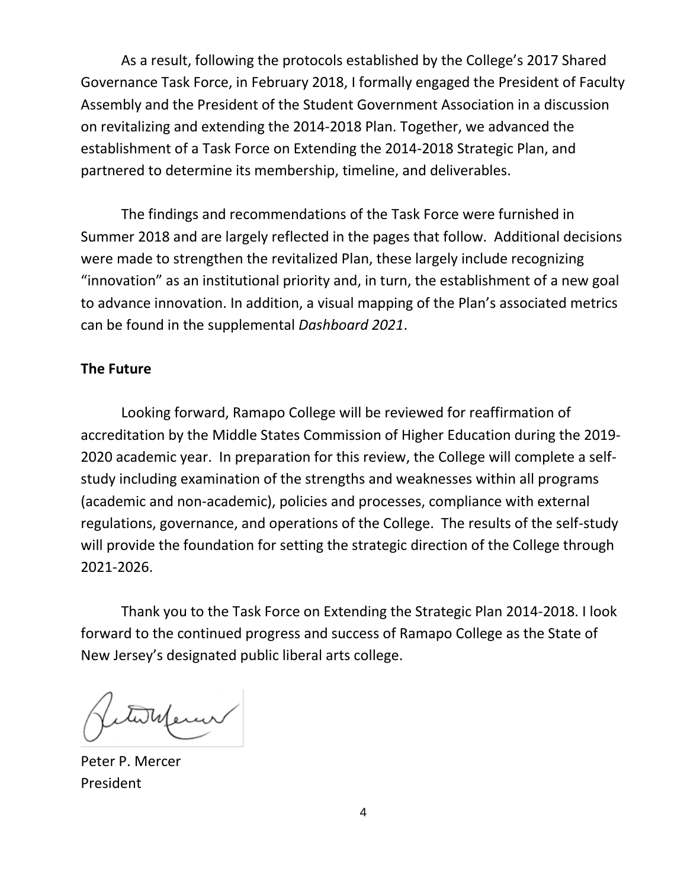As a result, following the protocols established by the College's 2017 Shared Governance Task Force, in February 2018, I formally engaged the President of Faculty Assembly and the President of the Student Government Association in a discussion on revitalizing and extending the 2014-2018 Plan. Together, we advanced the establishment of a Task Force on Extending the 2014-2018 Strategic Plan, and partnered to determine its membership, timeline, and deliverables.

The findings and recommendations of the Task Force were furnished in Summer 2018 and are largely reflected in the pages that follow. Additional decisions were made to strengthen the revitalized Plan, these largely include recognizing "innovation" as an institutional priority and, in turn, the establishment of a new goal to advance innovation. In addition, a visual mapping of the Plan's associated metrics can be found in the supplemental *Dashboard 2021*.

**The Future**

Looking forward, Ramapo College will be reviewed for reaffirmation of accreditation by the Middle States Commission of Higher Education during the 2019-2020 academic year. In preparation for this review, the College will complete a self-study including examination of the strengths and weaknesses within all programs (academic and non-academic), policies and processes, compliance with external regulations, governance, and operations of the College. The results of the self-study will provide the foundation for setting the strategic direction of the College through 2021-2026.

Thank you to the Task Force on Extending the Strategic Plan 2014-2018. I look forward to the continued progress and success of Ramapo College as the State of New Jersey's designated public liberal arts college.

Peter P. Mercer
President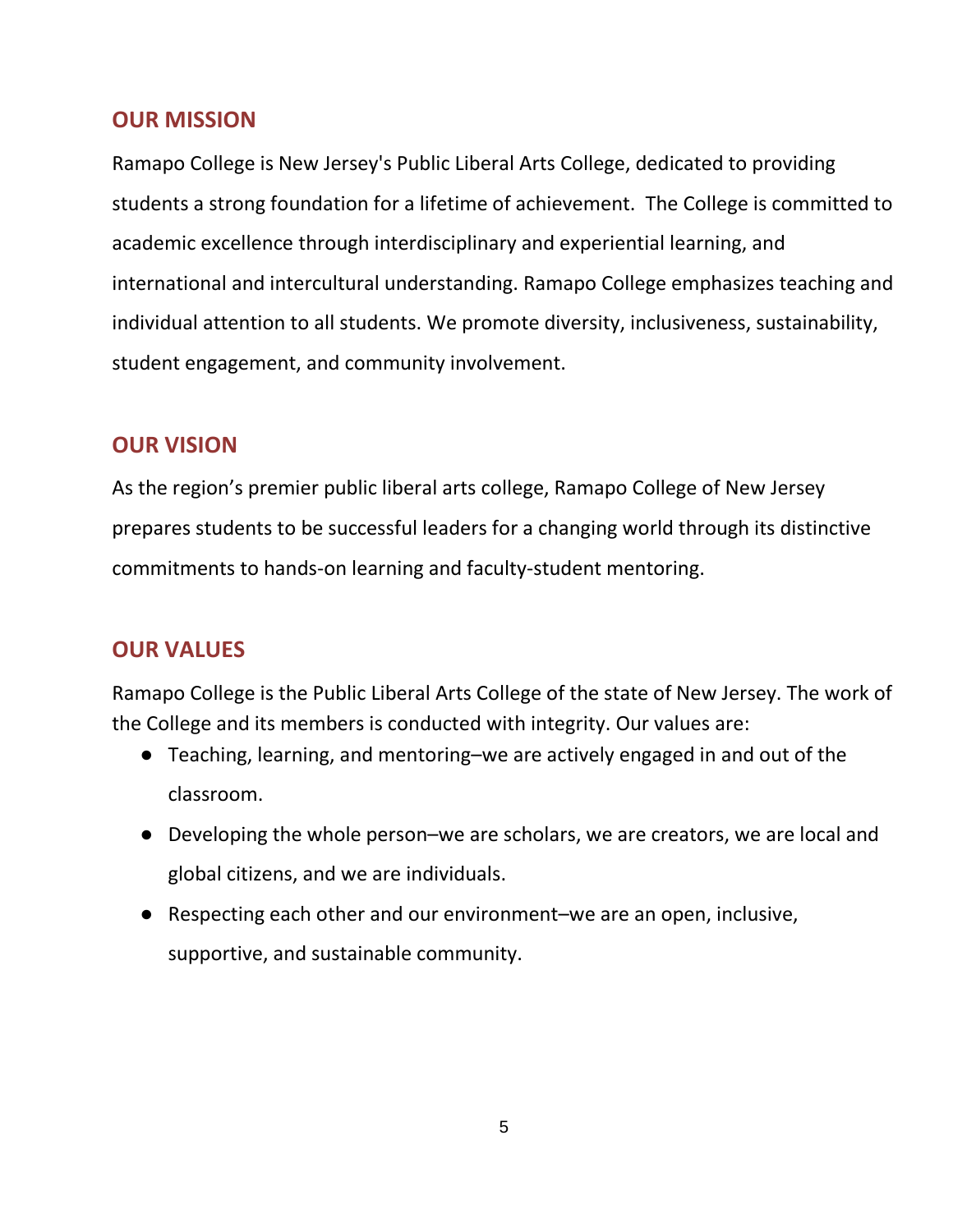## OUR MISSION

Ramapo College is New Jersey's Public Liberal Arts College, dedicated to providing students a strong foundation for a lifetime of achievement.  The College is committed to academic excellence through interdisciplinary and experiential learning, and international and intercultural understanding. Ramapo College emphasizes teaching and individual attention to all students. We promote diversity, inclusiveness, sustainability, student engagement, and community involvement.

## OUR VISION

As the region's premier public liberal arts college, Ramapo College of New Jersey prepares students to be successful leaders for a changing world through its distinctive commitments to hands-on learning and faculty-student mentoring.

## OUR VALUES

Ramapo College is the Public Liberal Arts College of the state of New Jersey. The work of the College and its members is conducted with integrity. Our values are:

- Teaching, learning, and mentoring–we are actively engaged in and out of the classroom.
- Developing the whole person–we are scholars, we are creators, we are local and global citizens, and we are individuals.
- Respecting each other and our environment–we are an open, inclusive, supportive, and sustainable community.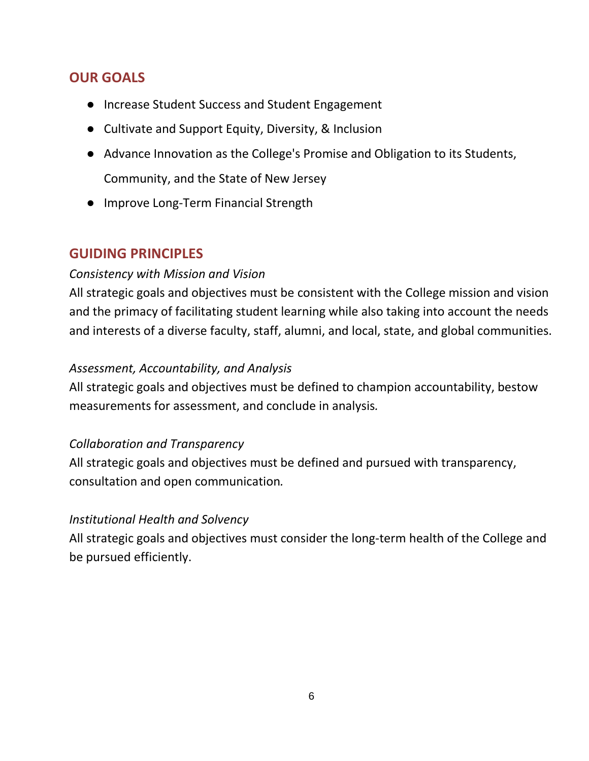## OUR GOALS

- Increase Student Success and Student Engagement
- Cultivate and Support Equity, Diversity, & Inclusion
- Advance Innovation as the College's Promise and Obligation to its Students, Community, and the State of New Jersey
- Improve Long-Term Financial Strength

## GUIDING PRINCIPLES

*Consistency with Mission and Vision*

All strategic goals and objectives must be consistent with the College mission and vision and the primacy of facilitating student learning while also taking into account the needs and interests of a diverse faculty, staff, alumni, and local, state, and global communities.

*Assessment, Accountability, and Analysis*

All strategic goals and objectives must be defined to champion accountability, bestow measurements for assessment, and conclude in analysis.

*Collaboration and Transparency*

All strategic goals and objectives must be defined and pursued with transparency, consultation and open communication.

*Institutional Health and Solvency*

All strategic goals and objectives must consider the long-term health of the College and be pursued efficiently.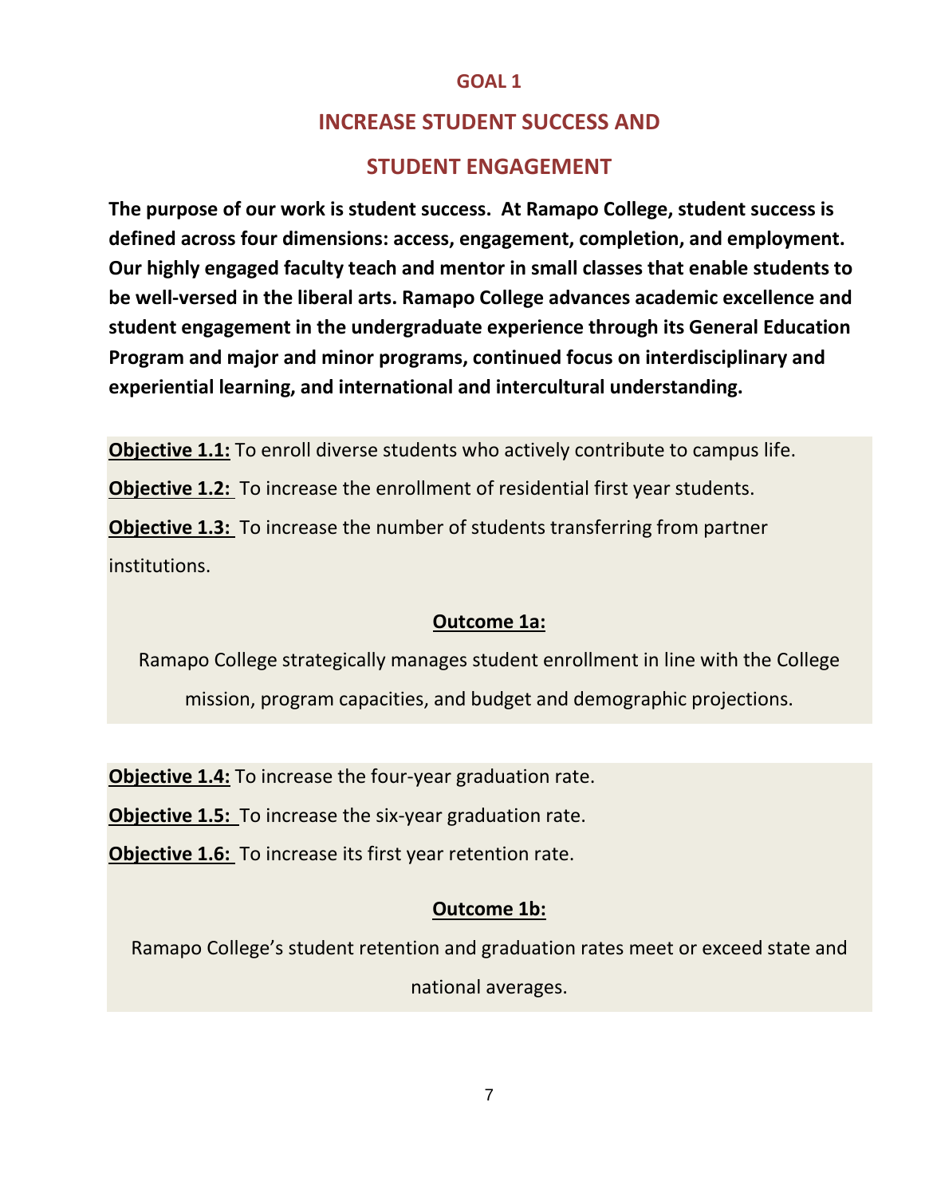# GOAL 1

## INCREASE STUDENT SUCCESS AND STUDENT ENGAGEMENT

**The purpose of our work is student success. At Ramapo College, student success is defined across four dimensions: access, engagement, completion, and employment. Our highly engaged faculty teach and mentor in small classes that enable students to be well-versed in the liberal arts. Ramapo College advances academic excellence and student engagement in the undergraduate experience through its General Education Program and major and minor programs, continued focus on interdisciplinary and experiential learning, and international and intercultural understanding.**

**Objective 1.1:** To enroll diverse students who actively contribute to campus life.

**Objective 1.2:** To increase the enrollment of residential first year students.

**Objective 1.3:** To increase the number of students transferring from partner institutions.

**Outcome 1a:**

Ramapo College strategically manages student enrollment in line with the College mission, program capacities, and budget and demographic projections.

**Objective 1.4:** To increase the four-year graduation rate.

**Objective 1.5:** To increase the six-year graduation rate.

**Objective 1.6:** To increase its first year retention rate.

**Outcome 1b:**

Ramapo College's student retention and graduation rates meet or exceed state and national averages.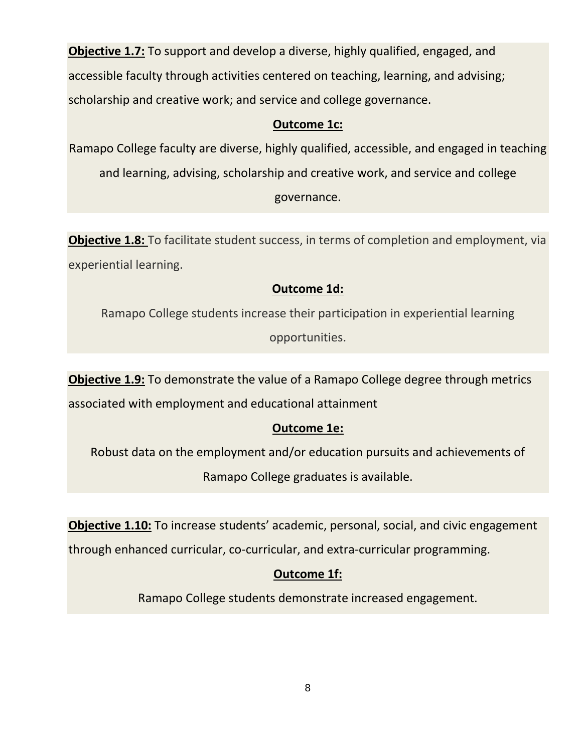**Objective 1.7:** To support and develop a diverse, highly qualified, engaged, and accessible faculty through activities centered on teaching, learning, and advising; scholarship and creative work; and service and college governance.

**Outcome 1c:**

Ramapo College faculty are diverse, highly qualified, accessible, and engaged in teaching and learning, advising, scholarship and creative work, and service and college governance.

**Objective 1.8:** To facilitate student success, in terms of completion and employment, via experiential learning.

**Outcome 1d:**

Ramapo College students increase their participation in experiential learning opportunities.

**Objective 1.9:** To demonstrate the value of a Ramapo College degree through metrics associated with employment and educational attainment

**Outcome 1e:**

Robust data on the employment and/or education pursuits and achievements of Ramapo College graduates is available.

**Objective 1.10:** To increase students' academic, personal, social, and civic engagement through enhanced curricular, co-curricular, and extra-curricular programming.

**Outcome 1f:**

Ramapo College students demonstrate increased engagement.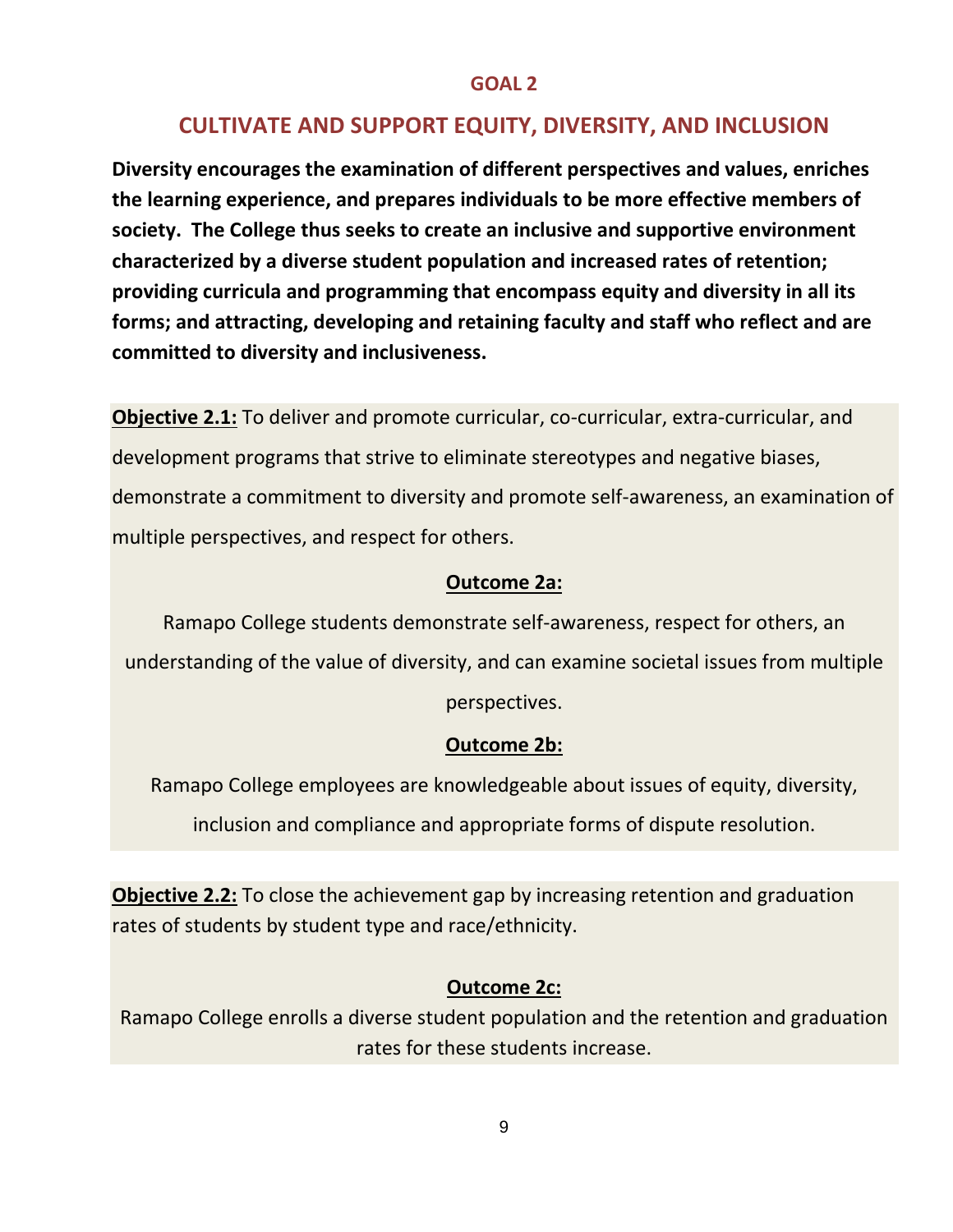## GOAL 2

## CULTIVATE AND SUPPORT EQUITY, DIVERSITY, AND INCLUSION

**Diversity encourages the examination of different perspectives and values, enriches the learning experience, and prepares individuals to be more effective members of society. The College thus seeks to create an inclusive and supportive environment characterized by a diverse student population and increased rates of retention; providing curricula and programming that encompass equity and diversity in all its forms; and attracting, developing and retaining faculty and staff who reflect and are committed to diversity and inclusiveness.**

**Objective 2.1:** To deliver and promote curricular, co-curricular, extra-curricular, and development programs that strive to eliminate stereotypes and negative biases, demonstrate a commitment to diversity and promote self-awareness, an examination of multiple perspectives, and respect for others.

**Outcome 2a:**

Ramapo College students demonstrate self-awareness, respect for others, an understanding of the value of diversity, and can examine societal issues from multiple perspectives.

**Outcome 2b:**

Ramapo College employees are knowledgeable about issues of equity, diversity, inclusion and compliance and appropriate forms of dispute resolution.

**Objective 2.2:** To close the achievement gap by increasing retention and graduation rates of students by student type and race/ethnicity.

**Outcome 2c:**

Ramapo College enrolls a diverse student population and the retention and graduation rates for these students increase.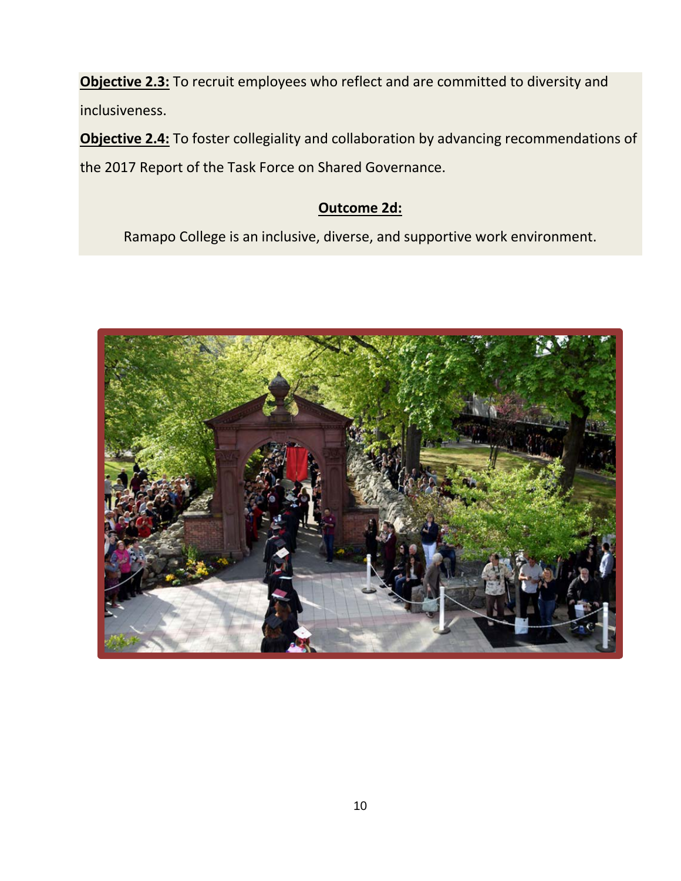**Objective 2.3:** To recruit employees who reflect and are committed to diversity and inclusiveness.

**Objective 2.4:** To foster collegiality and collaboration by advancing recommendations of the 2017 Report of the Task Force on Shared Governance.

**Outcome 2d:**

Ramapo College is an inclusive, diverse, and supportive work environment.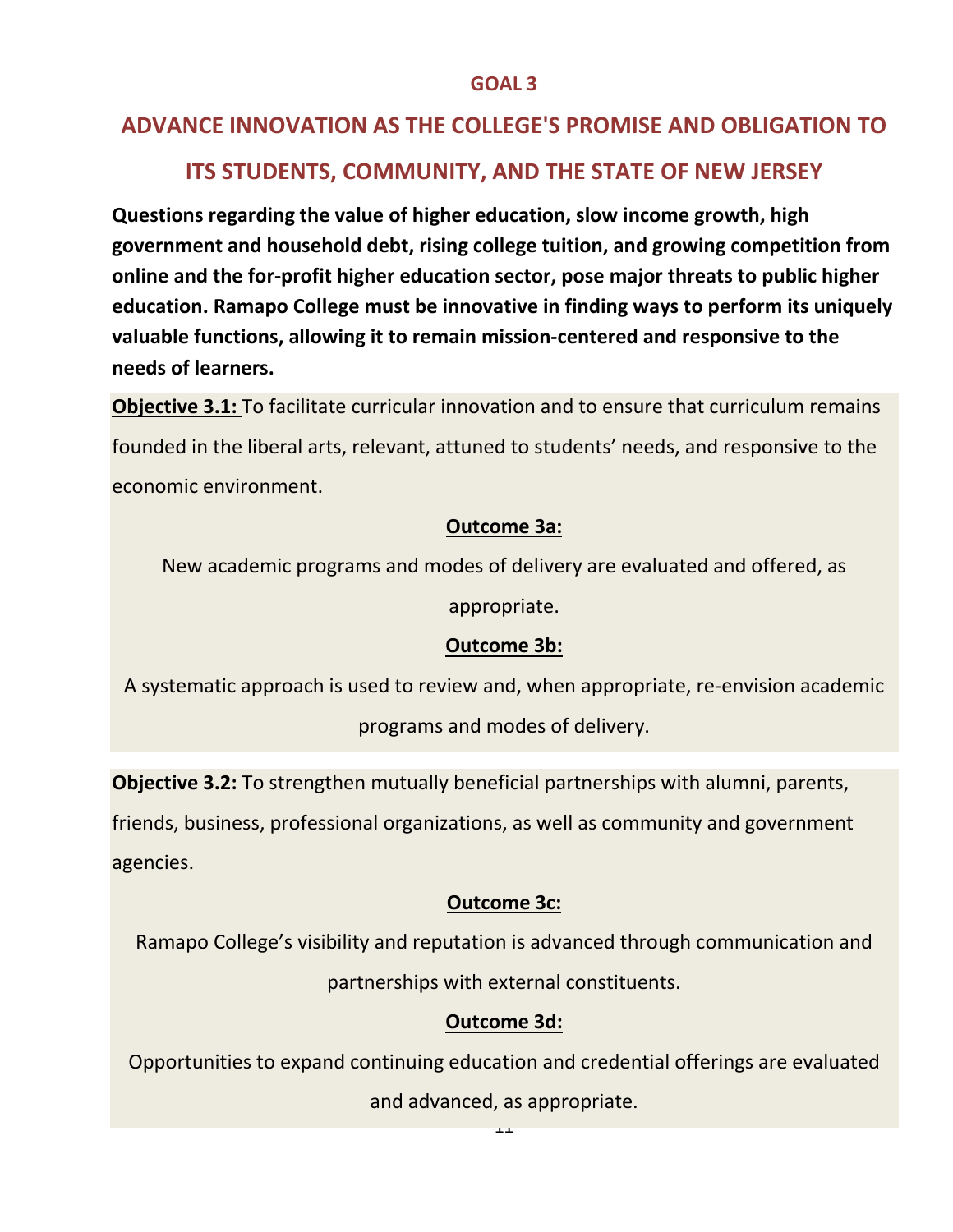## GOAL 3

## ADVANCE INNOVATION AS THE COLLEGE'S PROMISE AND OBLIGATION TO ITS STUDENTS, COMMUNITY, AND THE STATE OF NEW JERSEY

**Questions regarding the value of higher education, slow income growth, high government and household debt, rising college tuition, and growing competition from online and the for-profit higher education sector, pose major threats to public higher education. Ramapo College must be innovative in finding ways to perform its uniquely valuable functions, allowing it to remain mission-centered and responsive to the needs of learners.**

**Objective 3.1:** To facilitate curricular innovation and to ensure that curriculum remains founded in the liberal arts, relevant, attuned to students' needs, and responsive to the economic environment.

**Outcome 3a:**

New academic programs and modes of delivery are evaluated and offered, as appropriate.

**Outcome 3b:**

A systematic approach is used to review and, when appropriate, re-envision academic programs and modes of delivery.

**Objective 3.2:** To strengthen mutually beneficial partnerships with alumni, parents, friends, business, professional organizations, as well as community and government agencies.

**Outcome 3c:**

Ramapo College's visibility and reputation is advanced through communication and partnerships with external constituents.

**Outcome 3d:**

Opportunities to expand continuing education and credential offerings are evaluated and advanced, as appropriate.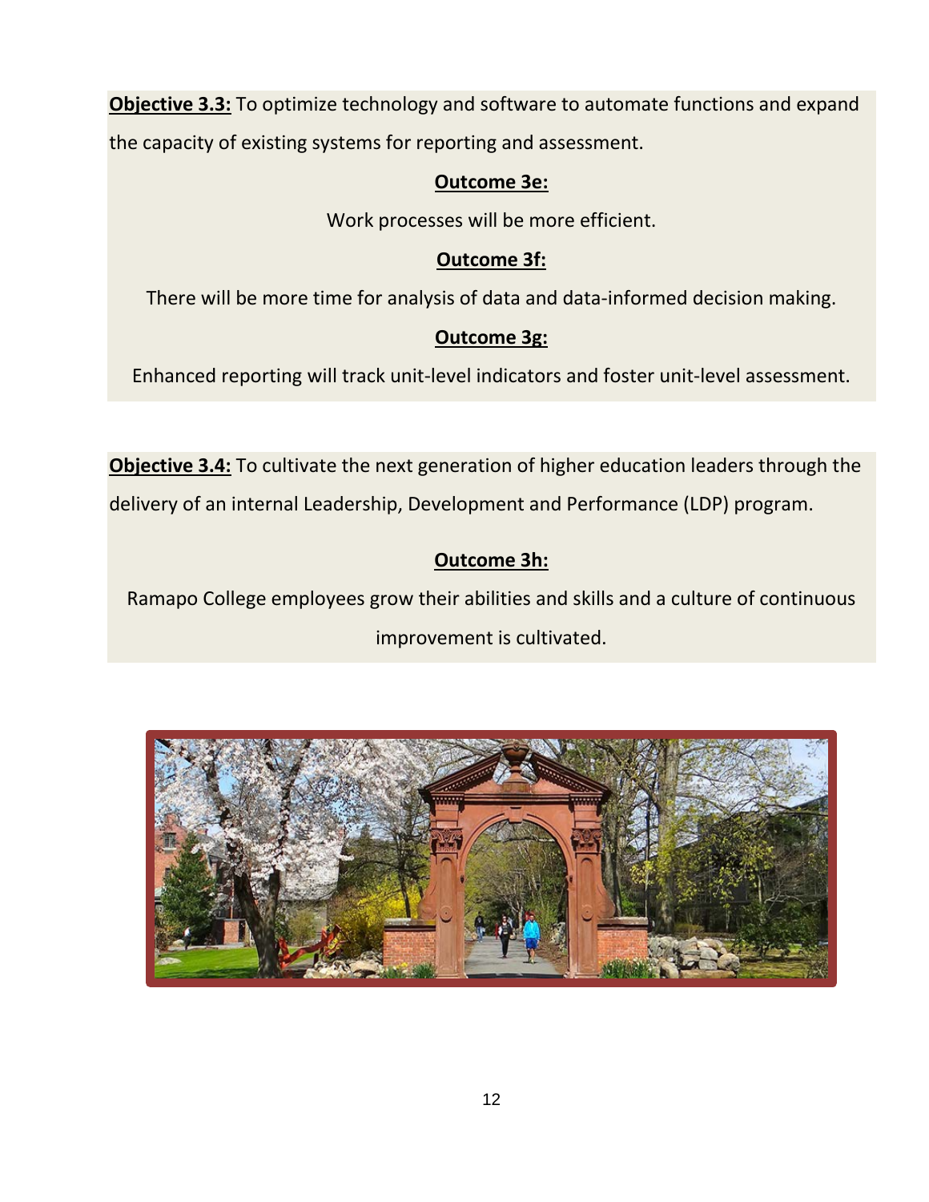**Objective 3.3:** To optimize technology and software to automate functions and expand the capacity of existing systems for reporting and assessment.

**Outcome 3e:**

Work processes will be more efficient.

**Outcome 3f:**

There will be more time for analysis of data and data-informed decision making.

**Outcome 3g:**

Enhanced reporting will track unit-level indicators and foster unit-level assessment.

**Objective 3.4:** To cultivate the next generation of higher education leaders through the delivery of an internal Leadership, Development and Performance (LDP) program.

**Outcome 3h:**

Ramapo College employees grow their abilities and skills and a culture of continuous improvement is cultivated.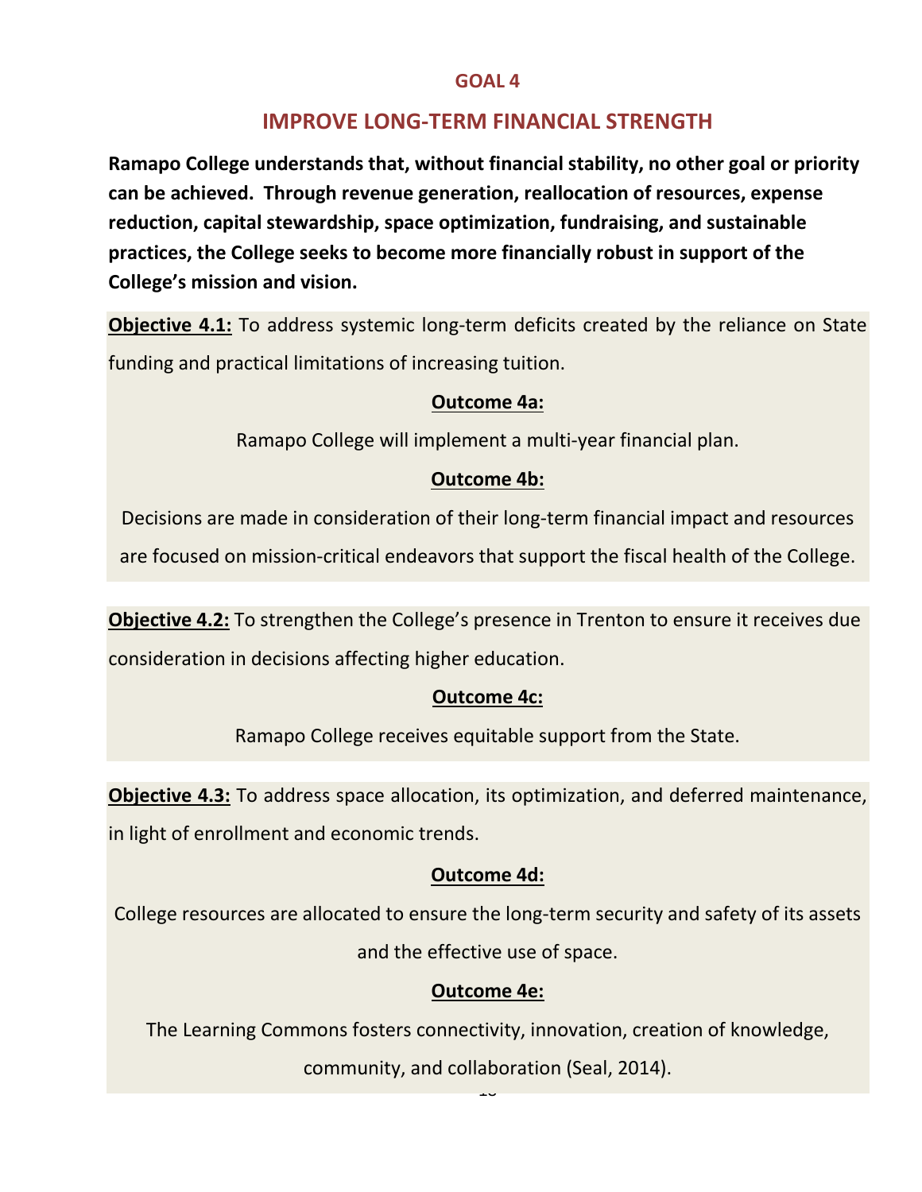# GOAL 4

## IMPROVE LONG-TERM FINANCIAL STRENGTH

**Ramapo College understands that, without financial stability, no other goal or priority can be achieved. Through revenue generation, reallocation of resources, expense reduction, capital stewardship, space optimization, fundraising, and sustainable practices, the College seeks to become more financially robust in support of the College's mission and vision.**

**Objective 4.1:** To address systemic long-term deficits created by the reliance on State funding and practical limitations of increasing tuition.

**Outcome 4a:**

Ramapo College will implement a multi-year financial plan.

**Outcome 4b:**

Decisions are made in consideration of their long-term financial impact and resources are focused on mission-critical endeavors that support the fiscal health of the College.

**Objective 4.2:** To strengthen the College's presence in Trenton to ensure it receives due consideration in decisions affecting higher education.

**Outcome 4c:**

Ramapo College receives equitable support from the State.

**Objective 4.3:** To address space allocation, its optimization, and deferred maintenance, in light of enrollment and economic trends.

**Outcome 4d:**

College resources are allocated to ensure the long-term security and safety of its assets and the effective use of space.

**Outcome 4e:**

The Learning Commons fosters connectivity, innovation, creation of knowledge, community, and collaboration (Seal, 2014).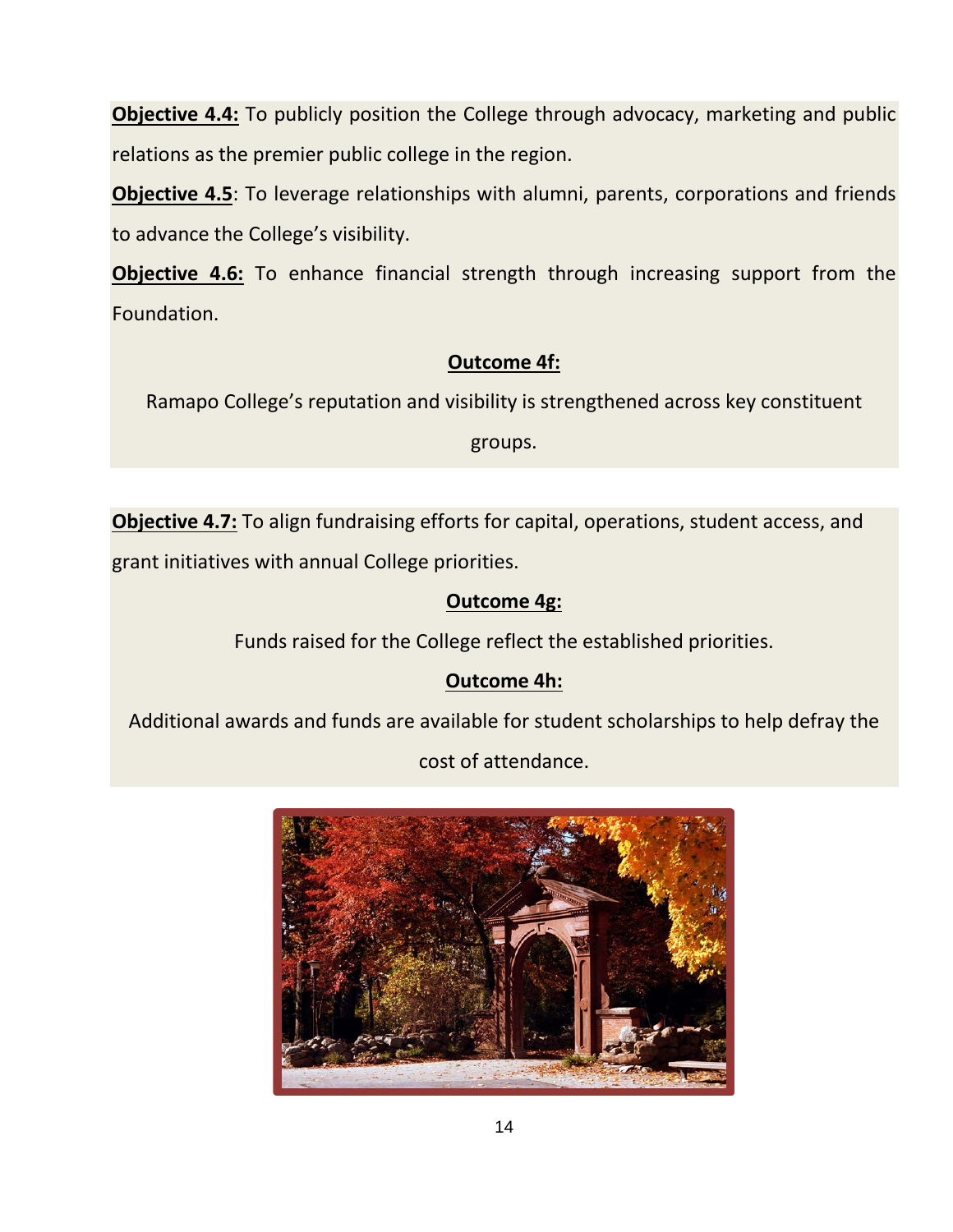**Objective 4.4:** To publicly position the College through advocacy, marketing and public relations as the premier public college in the region.

**Objective 4.5**: To leverage relationships with alumni, parents, corporations and friends to advance the College's visibility.

**Objective 4.6:** To enhance financial strength through increasing support from the Foundation.

**Outcome 4f:**

Ramapo College's reputation and visibility is strengthened across key constituent groups.

**Objective 4.7:** To align fundraising efforts for capital, operations, student access, and grant initiatives with annual College priorities.

**Outcome 4g:**

Funds raised for the College reflect the established priorities.

**Outcome 4h:**

Additional awards and funds are available for student scholarships to help defray the cost of attendance.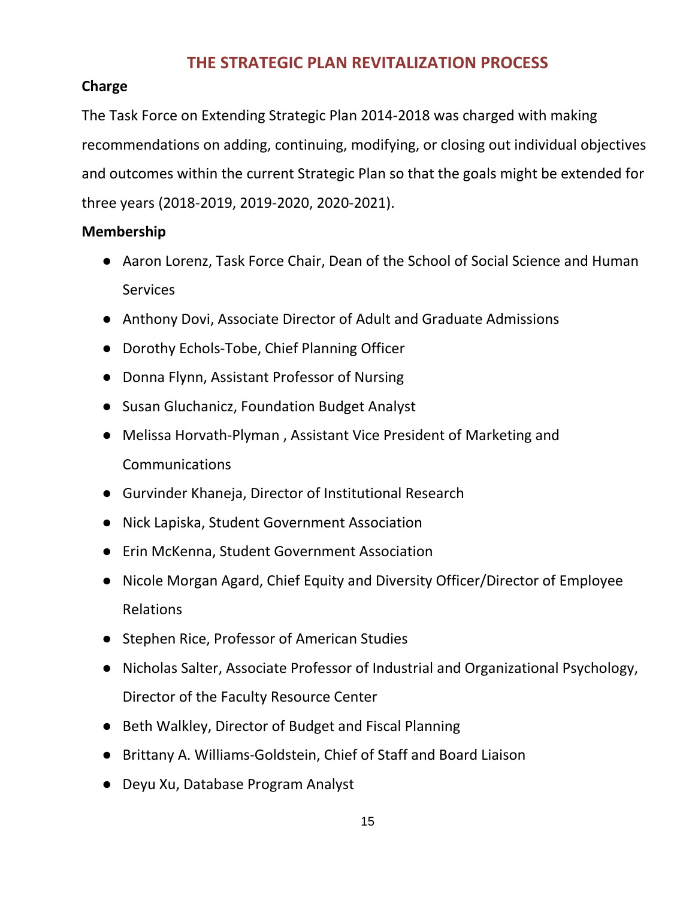# THE STRATEGIC PLAN REVITALIZATION PROCESS

**Charge**

The Task Force on Extending Strategic Plan 2014-2018 was charged with making recommendations on adding, continuing, modifying, or closing out individual objectives and outcomes within the current Strategic Plan so that the goals might be extended for three years (2018-2019, 2019-2020, 2020-2021).

**Membership**

- Aaron Lorenz, Task Force Chair, Dean of the School of Social Science and Human Services
- Anthony Dovi, Associate Director of Adult and Graduate Admissions
- Dorothy Echols-Tobe, Chief Planning Officer
- Donna Flynn, Assistant Professor of Nursing
- Susan Gluchanicz, Foundation Budget Analyst
- Melissa Horvath-Plyman , Assistant Vice President of Marketing and Communications
- Gurvinder Khaneja, Director of Institutional Research
- Nick Lapiska, Student Government Association
- Erin McKenna, Student Government Association
- Nicole Morgan Agard, Chief Equity and Diversity Officer/Director of Employee Relations
- Stephen Rice, Professor of American Studies
- Nicholas Salter, Associate Professor of Industrial and Organizational Psychology, Director of the Faculty Resource Center
- Beth Walkley, Director of Budget and Fiscal Planning
- Brittany A. Williams-Goldstein, Chief of Staff and Board Liaison
- Deyu Xu, Database Program Analyst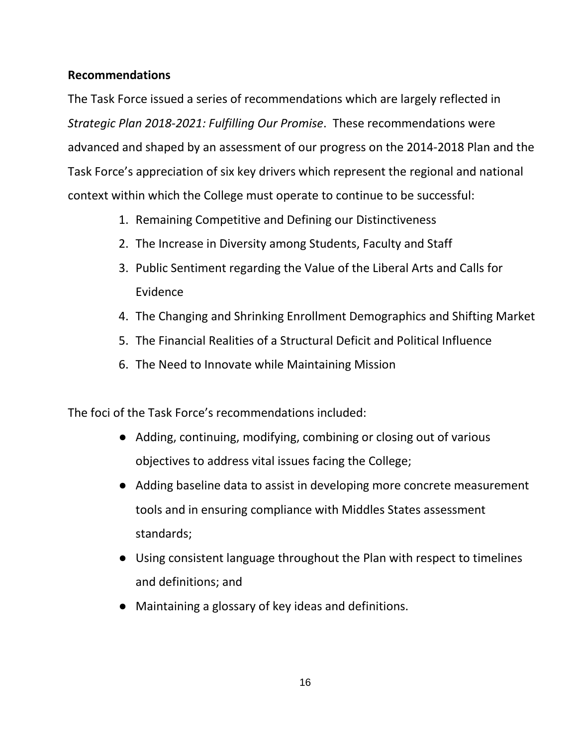## Recommendations

The Task Force issued a series of recommendations which are largely reflected in *Strategic Plan 2018-2021: Fulfilling Our Promise*. These recommendations were advanced and shaped by an assessment of our progress on the 2014-2018 Plan and the Task Force's appreciation of six key drivers which represent the regional and national context within which the College must operate to continue to be successful:

1. Remaining Competitive and Defining our Distinctiveness
2. The Increase in Diversity among Students, Faculty and Staff
3. Public Sentiment regarding the Value of the Liberal Arts and Calls for Evidence
4. The Changing and Shrinking Enrollment Demographics and Shifting Market
5. The Financial Realities of a Structural Deficit and Political Influence
6. The Need to Innovate while Maintaining Mission

The foci of the Task Force's recommendations included:

- Adding, continuing, modifying, combining or closing out of various objectives to address vital issues facing the College;
- Adding baseline data to assist in developing more concrete measurement tools and in ensuring compliance with Middles States assessment standards;
- Using consistent language throughout the Plan with respect to timelines and definitions; and
- Maintaining a glossary of key ideas and definitions.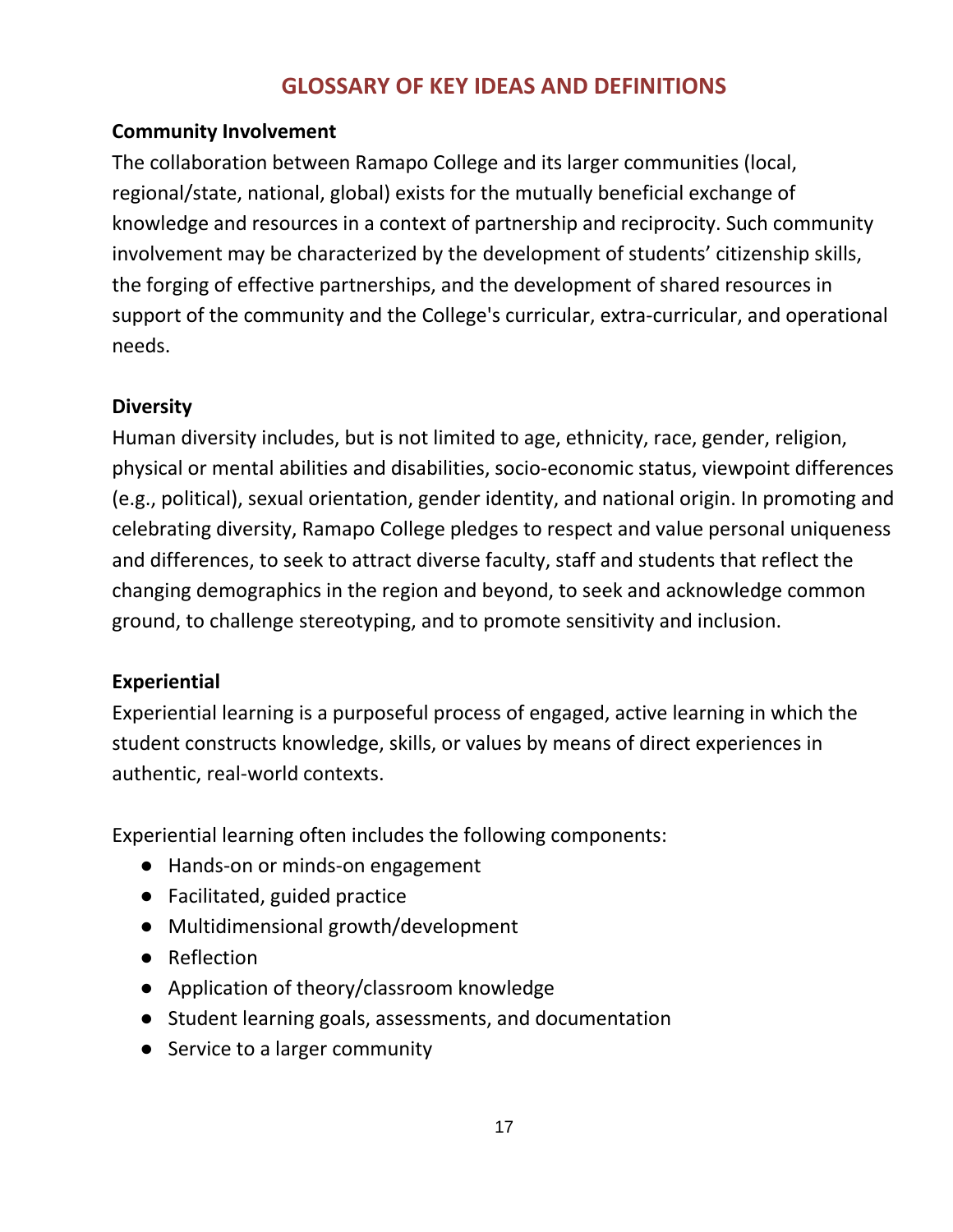# GLOSSARY OF KEY IDEAS AND DEFINITIONS

**Community Involvement**

The collaboration between Ramapo College and its larger communities (local, regional/state, national, global) exists for the mutually beneficial exchange of knowledge and resources in a context of partnership and reciprocity. Such community involvement may be characterized by the development of students' citizenship skills, the forging of effective partnerships, and the development of shared resources in support of the community and the College's curricular, extra-curricular, and operational needs.

**Diversity**

Human diversity includes, but is not limited to age, ethnicity, race, gender, religion, physical or mental abilities and disabilities, socio-economic status, viewpoint differences (e.g., political), sexual orientation, gender identity, and national origin. In promoting and celebrating diversity, Ramapo College pledges to respect and value personal uniqueness and differences, to seek to attract diverse faculty, staff and students that reflect the changing demographics in the region and beyond, to seek and acknowledge common ground, to challenge stereotyping, and to promote sensitivity and inclusion.

**Experiential**

Experiential learning is a purposeful process of engaged, active learning in which the student constructs knowledge, skills, or values by means of direct experiences in authentic, real-world contexts.

Experiential learning often includes the following components:

- Hands-on or minds-on engagement
- Facilitated, guided practice
- Multidimensional growth/development
- Reflection
- Application of theory/classroom knowledge
- Student learning goals, assessments, and documentation
- Service to a larger community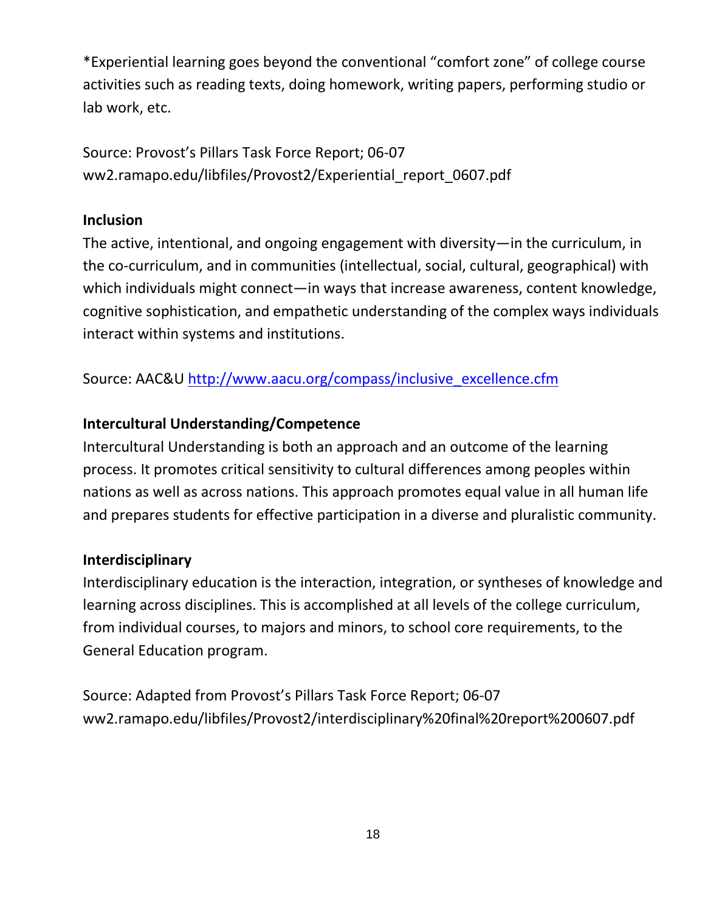*Experiential learning goes beyond the conventional "comfort zone" of college course activities such as reading texts, doing homework, writing papers, performing studio or lab work, etc.

Source: Provost's Pillars Task Force Report; 06-07
ww2.ramapo.edu/libfiles/Provost2/Experiential_report_0607.pdf

**Inclusion**

The active, intentional, and ongoing engagement with diversity—in the curriculum, in the co-curriculum, and in communities (intellectual, social, cultural, geographical) with which individuals might connect—in ways that increase awareness, content knowledge, cognitive sophistication, and empathetic understanding of the complex ways individuals interact within systems and institutions.

Source: AAC&U http://www.aacu.org/compass/inclusive_excellence.cfm

**Intercultural Understanding/Competence**

Intercultural Understanding is both an approach and an outcome of the learning process. It promotes critical sensitivity to cultural differences among peoples within nations as well as across nations. This approach promotes equal value in all human life and prepares students for effective participation in a diverse and pluralistic community.

**Interdisciplinary**

Interdisciplinary education is the interaction, integration, or syntheses of knowledge and learning across disciplines. This is accomplished at all levels of the college curriculum, from individual courses, to majors and minors, to school core requirements, to the General Education program.

Source: Adapted from Provost's Pillars Task Force Report; 06-07
ww2.ramapo.edu/libfiles/Provost2/interdisciplinary%20final%20report%200607.pdf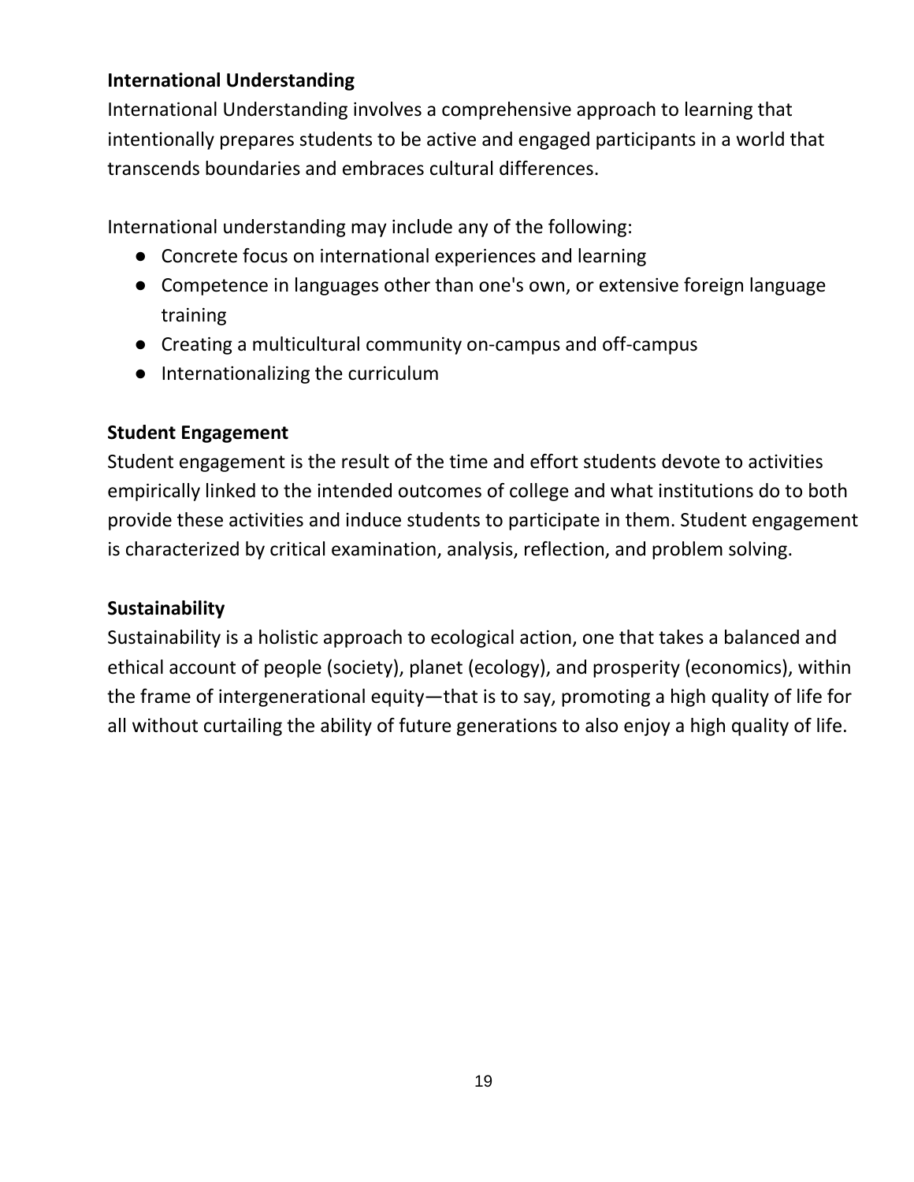**International Understanding**

International Understanding involves a comprehensive approach to learning that intentionally prepares students to be active and engaged participants in a world that transcends boundaries and embraces cultural differences.

International understanding may include any of the following:

- Concrete focus on international experiences and learning
- Competence in languages other than one's own, or extensive foreign language training
- Creating a multicultural community on-campus and off-campus
- Internationalizing the curriculum

**Student Engagement**

Student engagement is the result of the time and effort students devote to activities empirically linked to the intended outcomes of college and what institutions do to both provide these activities and induce students to participate in them. Student engagement is characterized by critical examination, analysis, reflection, and problem solving.

**Sustainability**

Sustainability is a holistic approach to ecological action, one that takes a balanced and ethical account of people (society), planet (ecology), and prosperity (economics), within the frame of intergenerational equity—that is to say, promoting a high quality of life for all without curtailing the ability of future generations to also enjoy a high quality of life.